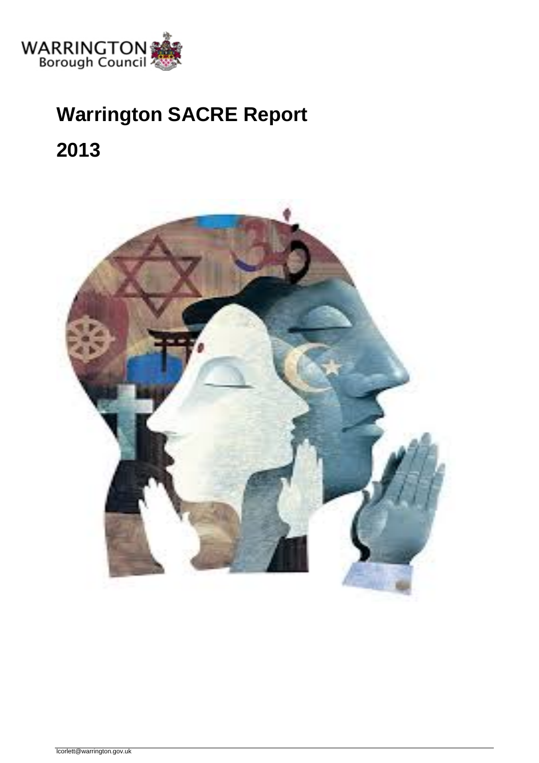WARRINGTON Borough Council

# Warrington SACRE Report

# 2013

lcorlett@warrington.gov.uk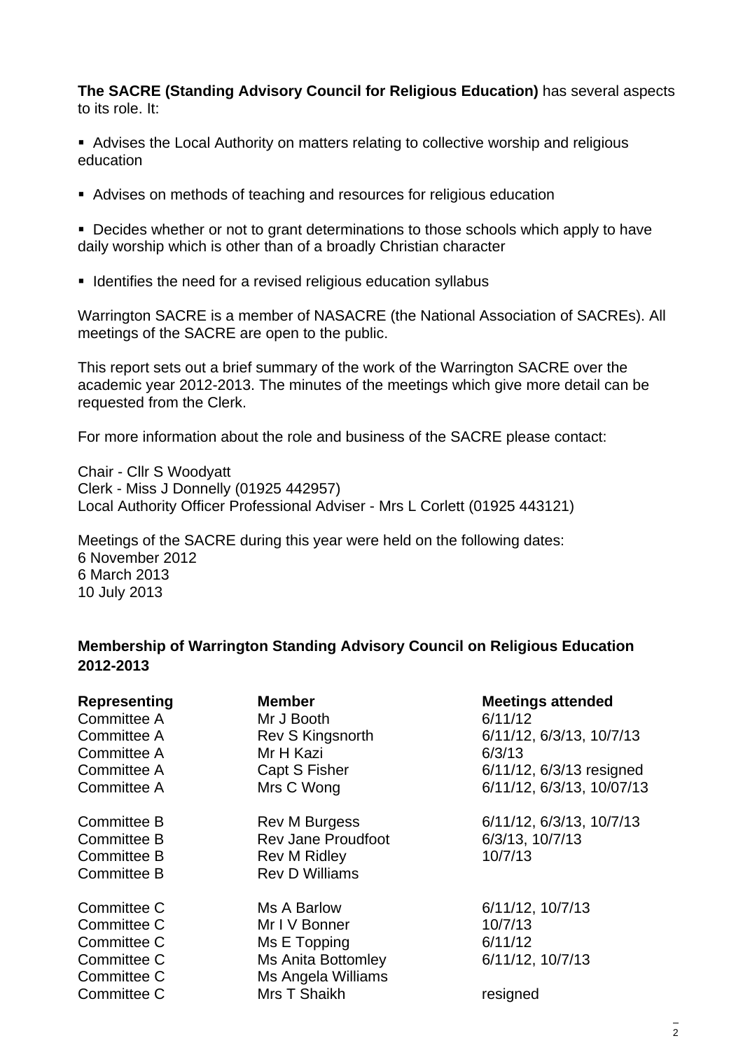**The SACRE (Standing Advisory Council for Religious Education)** has several aspects to its role. It:

- Advises the Local Authority on matters relating to collective worship and religious education
- Advises on methods of teaching and resources for religious education
- Decides whether or not to grant determinations to those schools which apply to have daily worship which is other than of a broadly Christian character
- Identifies the need for a revised religious education syllabus

Warrington SACRE is a member of NASACRE (the National Association of SACREs). All meetings of the SACRE are open to the public.

This report sets out a brief summary of the work of the Warrington SACRE over the academic year 2012-2013. The minutes of the meetings which give more detail can be requested from the Clerk.

For more information about the role and business of the SACRE please contact:

Chair - Cllr S Woodyatt
Clerk - Miss J Donnelly (01925 442957)
Local Authority Officer Professional Adviser - Mrs L Corlett (01925 443121)

Meetings of the SACRE during this year were held on the following dates:
6 November 2012
6 March 2013
10 July 2013

### Membership of Warrington Standing Advisory Council on Religious Education 2012-2013

| Representing | Member | Meetings attended |
|---|---|---|
| Committee A | Mr J Booth | 6/11/12 |
| Committee A | Rev S Kingsnorth | 6/11/12, 6/3/13, 10/7/13 |
| Committee A | Mr H Kazi | 6/3/13 |
| Committee A | Capt S Fisher | 6/11/12, 6/3/13 resigned |
| Committee A | Mrs C Wong | 6/11/12, 6/3/13, 10/07/13 |
| Committee B | Rev M Burgess | 6/11/12, 6/3/13, 10/7/13 |
| Committee B | Rev Jane Proudfoot | 6/3/13, 10/7/13 |
| Committee B | Rev M Ridley | 10/7/13 |
| Committee B | Rev D Williams | |
| Committee C | Ms A Barlow | 6/11/12, 10/7/13 |
| Committee C | Mr I V Bonner | 10/7/13 |
| Committee C | Ms E Topping | 6/11/12 |
| Committee C | Ms Anita Bottomley | 6/11/12, 10/7/13 |
| Committee C | Ms Angela Williams | |
| Committee C | Mrs T Shaikh | resigned |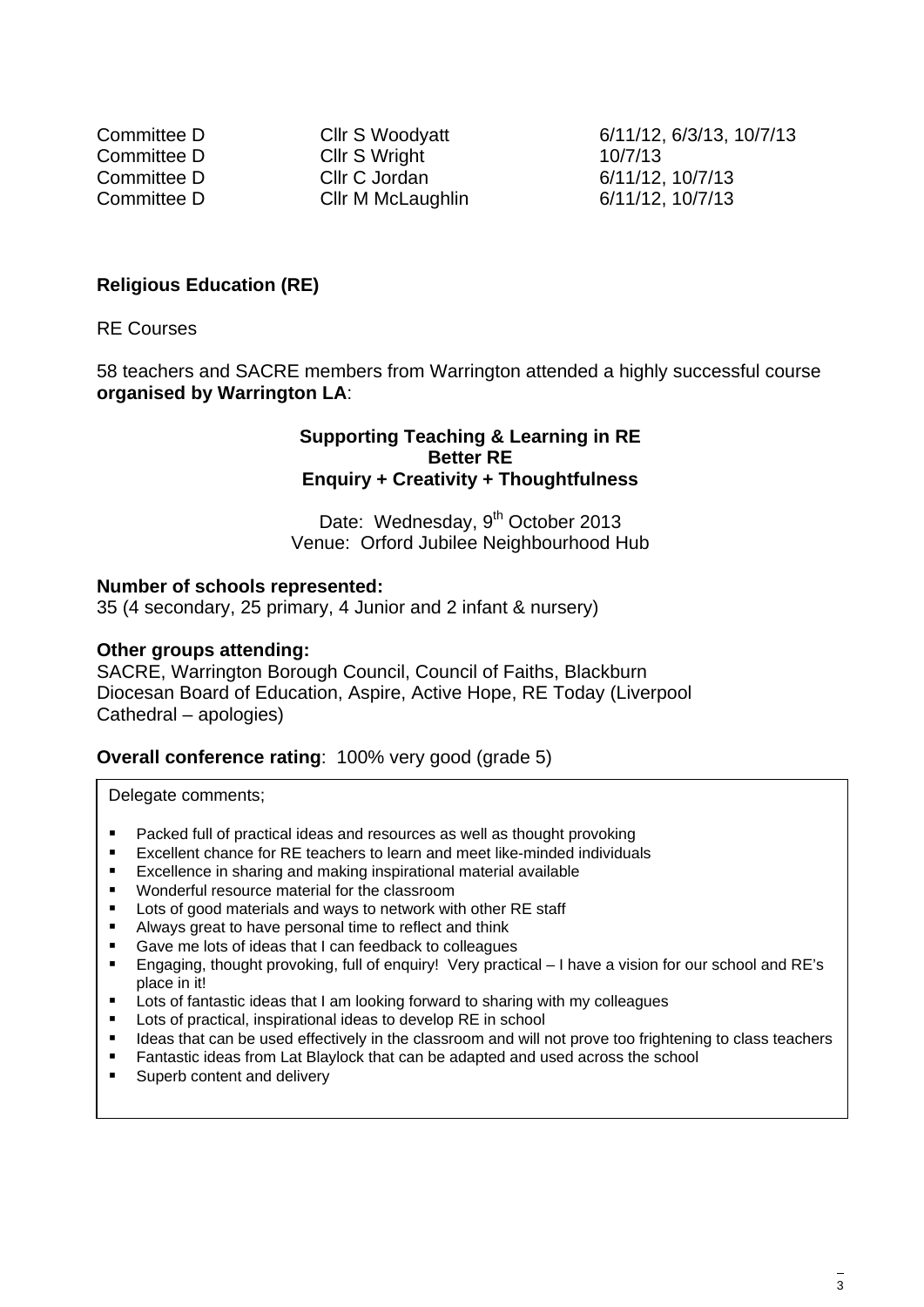| | | |
|---|---|---|
| Committee D | Cllr S Woodyatt | 6/11/12, 6/3/13, 10/7/13 |
| Committee D | Cllr S Wright | 10/7/13 |
| Committee D | Cllr C Jordan | 6/11/12, 10/7/13 |
| Committee D | Cllr M McLaughlin | 6/11/12, 10/7/13 |

**Religious Education (RE)**

RE Courses

58 teachers and SACRE members from Warrington attended a highly successful course **organised by Warrington LA**:

**Supporting Teaching & Learning in RE**
**Better RE**
**Enquiry + Creativity + Thoughtfulness**

Date: Wednesday, 9th October 2013
Venue: Orford Jubilee Neighbourhood Hub

**Number of schools represented:**
35 (4 secondary, 25 primary, 4 Junior and 2 infant & nursery)

**Other groups attending:**
SACRE, Warrington Borough Council, Council of Faiths, Blackburn Diocesan Board of Education, Aspire, Active Hope, RE Today (Liverpool Cathedral – apologies)

**Overall conference rating**: 100% very good (grade 5)

Delegate comments;

- Packed full of practical ideas and resources as well as thought provoking
- Excellent chance for RE teachers to learn and meet like-minded individuals
- Excellence in sharing and making inspirational material available
- Wonderful resource material for the classroom
- Lots of good materials and ways to network with other RE staff
- Always great to have personal time to reflect and think
- Gave me lots of ideas that I can feedback to colleagues
- Engaging, thought provoking, full of enquiry! Very practical – I have a vision for our school and RE's place in it!
- Lots of fantastic ideas that I am looking forward to sharing with my colleagues
- Lots of practical, inspirational ideas to develop RE in school
- Ideas that can be used effectively in the classroom and will not prove too frightening to class teachers
- Fantastic ideas from Lat Blaylock that can be adapted and used across the school
- Superb content and delivery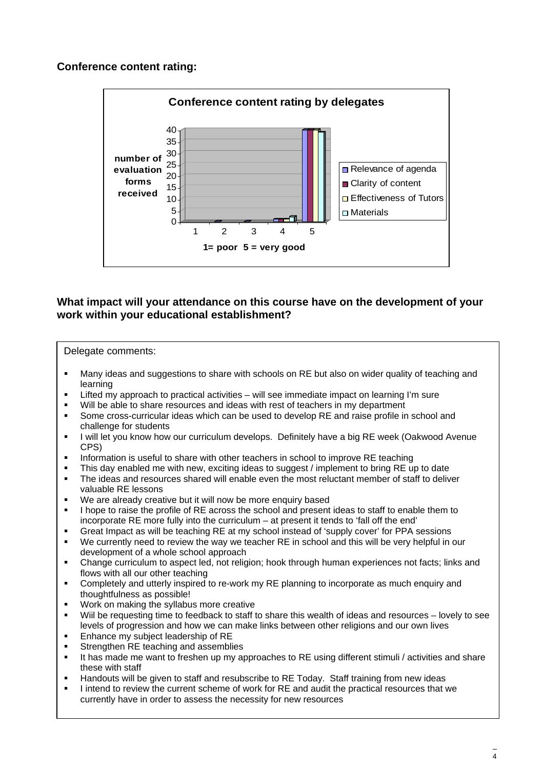**Conference content rating:**

**Conference content rating by delegates**

number of evaluation forms received

1= poor 5 = very good

- Relevance of agenda
- Clarity of content
- Effectiveness of Tutors
- Materials

**What impact will your attendance on this course have on the development of your work within your educational establishment?**

Delegate comments:

- Many ideas and suggestions to share with schools on RE but also on wider quality of teaching and learning
- Lifted my approach to practical activities – will see immediate impact on learning I'm sure
- Will be able to share resources and ideas with rest of teachers in my department
- Some cross-curricular ideas which can be used to develop RE and raise profile in school and challenge for students
- I will let you know how our curriculum develops. Definitely have a big RE week (Oakwood Avenue CPS)
- Information is useful to share with other teachers in school to improve RE teaching
- This day enabled me with new, exciting ideas to suggest / implement to bring RE up to date
- The ideas and resources shared will enable even the most reluctant member of staff to deliver valuable RE lessons
- We are already creative but it will now be more enquiry based
- I hope to raise the profile of RE across the school and present ideas to staff to enable them to incorporate RE more fully into the curriculum – at present it tends to 'fall off the end'
- Great Impact as will be teaching RE at my school instead of 'supply cover' for PPA sessions
- We currently need to review the way we teacher RE in school and this will be very helpful in our development of a whole school approach
- Change curriculum to aspect led, not religion; hook through human experiences not facts; links and flows with all our other teaching
- Completely and utterly inspired to re-work my RE planning to incorporate as much enquiry and thoughtfulness as possible!
- Work on making the syllabus more creative
- Wiil be requesting time to feedback to staff to share this wealth of ideas and resources – lovely to see levels of progression and how we can make links between other religions and our own lives
- Enhance my subject leadership of RE
- Strengthen RE teaching and assemblies
- It has made me want to freshen up my approaches to RE using different stimuli / activities and share these with staff
- Handouts will be given to staff and resubscribe to RE Today. Staff training from new ideas
- I intend to review the current scheme of work for RE and audit the practical resources that we currently have in order to assess the necessity for new resources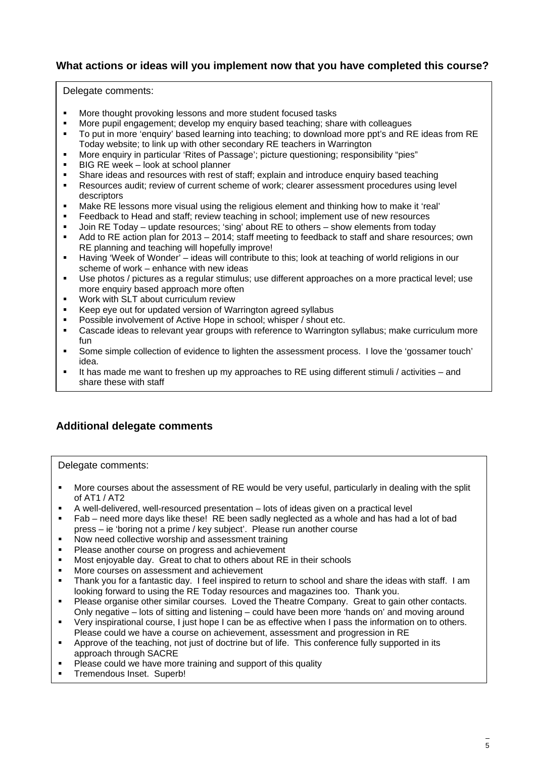## What actions or ideas will you implement now that you have completed this course?

Delegate comments:

- More thought provoking lessons and more student focused tasks
- More pupil engagement; develop my enquiry based teaching; share with colleagues
- To put in more 'enquiry' based learning into teaching; to download more ppt's and RE ideas from RE Today website; to link up with other secondary RE teachers in Warrington
- More enquiry in particular 'Rites of Passage'; picture questioning; responsibility "pies"
- BIG RE week – look at school planner
- Share ideas and resources with rest of staff; explain and introduce enquiry based teaching
- Resources audit; review of current scheme of work; clearer assessment procedures using level descriptors
- Make RE lessons more visual using the religious element and thinking how to make it 'real'
- Feedback to Head and staff; review teaching in school; implement use of new resources
- Join RE Today – update resources; 'sing' about RE to others – show elements from today
- Add to RE action plan for 2013 – 2014; staff meeting to feedback to staff and share resources; own RE planning and teaching will hopefully improve!
- Having 'Week of Wonder' – ideas will contribute to this; look at teaching of world religions in our scheme of work – enhance with new ideas
- Use photos / pictures as a regular stimulus; use different approaches on a more practical level; use more enquiry based approach more often
- Work with SLT about curriculum review
- Keep eye out for updated version of Warrington agreed syllabus
- Possible involvement of Active Hope in school; whisper / shout etc.
- Cascade ideas to relevant year groups with reference to Warrington syllabus; make curriculum more fun
- Some simple collection of evidence to lighten the assessment process. I love the 'gossamer touch' idea.
- It has made me want to freshen up my approaches to RE using different stimuli / activities – and share these with staff

## Additional delegate comments

Delegate comments:

- More courses about the assessment of RE would be very useful, particularly in dealing with the split of AT1 / AT2
- A well-delivered, well-resourced presentation – lots of ideas given on a practical level
- Fab – need more days like these! RE been sadly neglected as a whole and has had a lot of bad press – ie 'boring not a prime / key subject'. Please run another course
- Now need collective worship and assessment training
- Please another course on progress and achievement
- Most enjoyable day. Great to chat to others about RE in their schools
- More courses on assessment and achievement
- Thank you for a fantastic day. I feel inspired to return to school and share the ideas with staff. I am looking forward to using the RE Today resources and magazines too. Thank you.
- Please organise other similar courses. Loved the Theatre Company. Great to gain other contacts. Only negative – lots of sitting and listening – could have been more 'hands on' and moving around
- Very inspirational course, I just hope I can be as effective when I pass the information on to others. Please could we have a course on achievement, assessment and progression in RE
- Approve of the teaching, not just of doctrine but of life. This conference fully supported in its approach through SACRE
- Please could we have more training and support of this quality
- Tremendous Inset. Superb!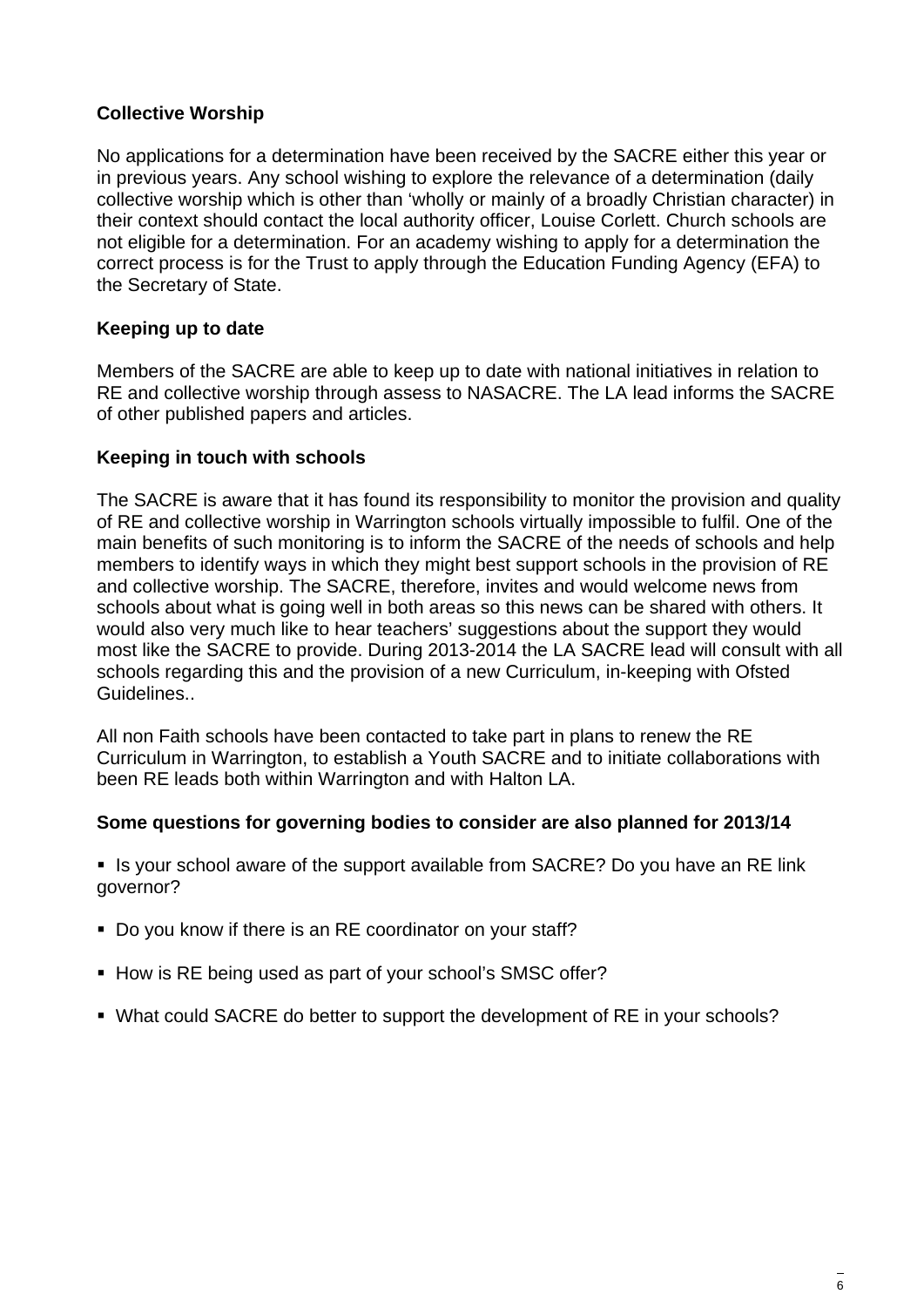**Collective Worship**

No applications for a determination have been received by the SACRE either this year or in previous years. Any school wishing to explore the relevance of a determination (daily collective worship which is other than 'wholly or mainly of a broadly Christian character) in their context should contact the local authority officer, Louise Corlett. Church schools are not eligible for a determination. For an academy wishing to apply for a determination the correct process is for the Trust to apply through the Education Funding Agency (EFA) to the Secretary of State.

**Keeping up to date**

Members of the SACRE are able to keep up to date with national initiatives in relation to RE and collective worship through assess to NASACRE. The LA lead informs the SACRE of other published papers and articles.

**Keeping in touch with schools**

The SACRE is aware that it has found its responsibility to monitor the provision and quality of RE and collective worship in Warrington schools virtually impossible to fulfil. One of the main benefits of such monitoring is to inform the SACRE of the needs of schools and help members to identify ways in which they might best support schools in the provision of RE and collective worship. The SACRE, therefore, invites and would welcome news from schools about what is going well in both areas so this news can be shared with others. It would also very much like to hear teachers' suggestions about the support they would most like the SACRE to provide. During 2013-2014 the LA SACRE lead will consult with all schools regarding this and the provision of a new Curriculum, in-keeping with Ofsted Guidelines..

All non Faith schools have been contacted to take part in plans to renew the RE Curriculum in Warrington, to establish a Youth SACRE and to initiate collaborations with been RE leads both within Warrington and with Halton LA.

**Some questions for governing bodies to consider are also planned for 2013/14**

- Is your school aware of the support available from SACRE? Do you have an RE link governor?
- Do you know if there is an RE coordinator on your staff?
- How is RE being used as part of your school's SMSC offer?
- What could SACRE do better to support the development of RE in your schools?